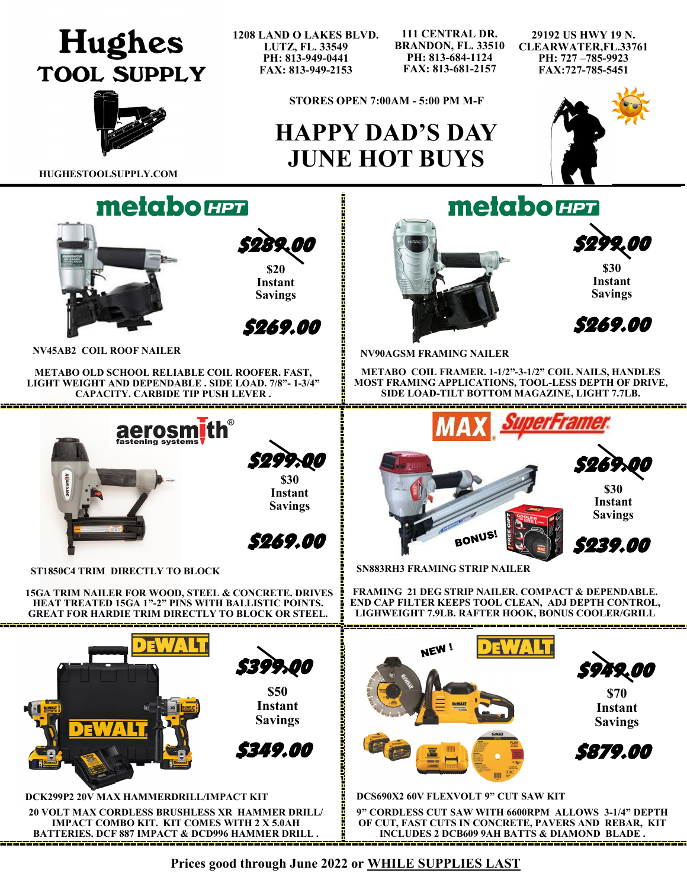# Hughes TOOL SUPPLY

HUGHESTOOLSUPPLY.COM

1208 LAND O LAKES BLVD.
LUTZ, FL. 33549
PH: 813-949-0441
FAX: 813-949-2153

111 CENTRAL DR.
BRANDON, FL. 33510
PH: 813-684-1124
FAX: 813-681-2157

29192 US HWY 19 N.
CLEARWATER,FL.33761
PH: 727 –785-9923
FAX:727-785-5451

**STORES OPEN 7:00AM - 5:00 PM M-F**

# HAPPY DAD'S DAY
# JUNE HOT BUYS

---

## metabo HPT

~~$289.00~~

**$20 Instant Savings**

**$269.00**

**NV45AB2 COIL ROOF NAILER**

METABO OLD SCHOOL RELIABLE COIL ROOFER. FAST, LIGHT WEIGHT AND DEPENDABLE . SIDE LOAD. 7/8"- 1-3/4" CAPACITY. CARBIDE TIP PUSH LEVER .

---

## metabo HPT

~~$299.00~~

**$30 Instant Savings**

**$269.00**

**NV90AGSM FRAMING NAILER**

METABO COIL FRAMER. 1-1/2"-3-1/2" COIL NAILS, HANDLES MOST FRAMING APPLICATIONS, TOOL-LESS DEPTH OF DRIVE, SIDE LOAD-TILT BOTTOM MAGAZINE, LIGHT 7.7LB.

---

## aerosmith fastening systems

~~$299.00~~

**$30 Instant Savings**

**$269.00**

**ST1850C4 TRIM DIRECTLY TO BLOCK**

15GA TRIM NAILER FOR WOOD, STEEL & CONCRETE. DRIVES HEAT TREATED 15GA 1"-2" PINS WITH BALLISTIC POINTS. GREAT FOR HARDIE TRIM DIRECTLY TO BLOCK OR STEEL.

---

## MAX SuperFramer

BONUS!

~~$269.00~~

**$30 Instant Savings**

**$239.00**

**SN883RH3 FRAMING STRIP NAILER**

FRAMING 21 DEG STRIP NAILER. COMPACT & DEPENDABLE. END CAP FILTER KEEPS TOOL CLEAN, ADJ DEPTH CONTROL, LIGHWEIGHT 7.9LB. RAFTER HOOK, BONUS COOLER/GRILL

---

## DEWALT

~~$399.00~~

**$50 Instant Savings**

**$349.00**

**DCK299P2 20V MAX HAMMERDRILL/IMPACT KIT**

20 VOLT MAX CORDLESS BRUSHLESS XR HAMMER DRILL/ IMPACT COMBO KIT. KIT COMES WITH 2 X 5.0AH BATTERIES. DCF 887 IMPACT & DCD996 HAMMER DRILL .

---

## DEWALT

NEW !

~~$949.00~~

**$70 Instant Savings**

**$879.00**

**DCS690X2 60V FLEXVOLT 9" CUT SAW KIT**

9" CORDLESS CUT SAW WITH 6600RPM ALLOWS 3-1/4" DEPTH OF CUT, FAST CUTS IN CONCRETE, PAVERS AND REBAR, KIT INCLUDES 2 DCB609 9AH BATTS & DIAMOND BLADE .

---

**Prices good through June 2022 or WHILE SUPPLIES LAST**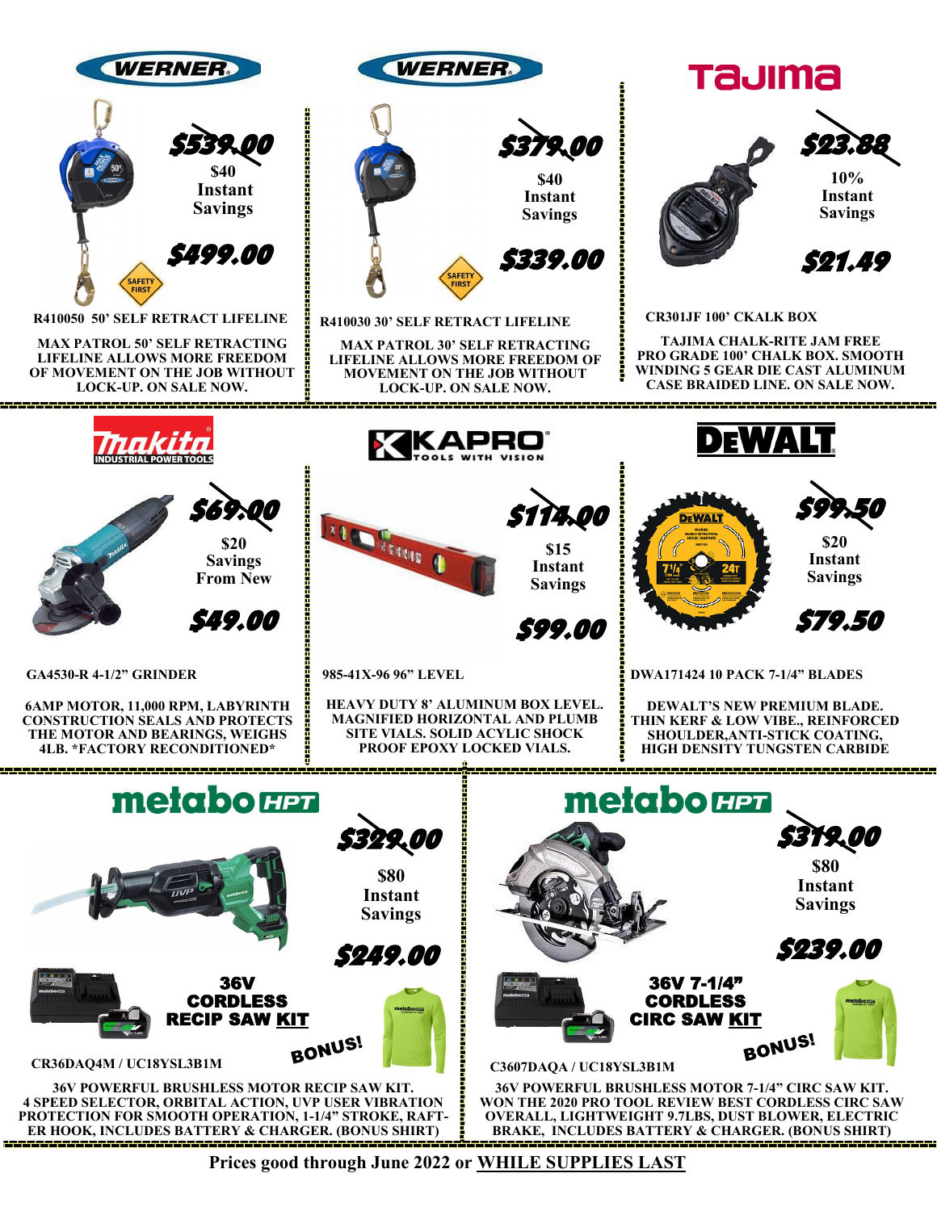## WERNER

~~$539.00~~

$40 Instant Savings

**$499.00**

SAFETY FIRST

**R410050 50' SELF RETRACT LIFELINE**

MAX PATROL 50' SELF RETRACTING LIFELINE ALLOWS MORE FREEDOM OF MOVEMENT ON THE JOB WITHOUT LOCK-UP. ON SALE NOW.

## WERNER

~~$379.00~~

$40 Instant Savings

**$339.00**

SAFETY FIRST

**R410030 30' SELF RETRACT LIFELINE**

MAX PATROL 30' SELF RETRACTING LIFELINE ALLOWS MORE FREEDOM OF MOVEMENT ON THE JOB WITHOUT LOCK-UP. ON SALE NOW.

## TAJIMA

~~$23.88~~

10% Instant Savings

**$21.49**

**CR301JF 100' CKALK BOX**

TAJIMA CHALK-RITE JAM FREE PRO GRADE 100' CHALK BOX. SMOOTH WINDING 5 GEAR DIE CAST ALUMINUM CASE BRAIDED LINE. ON SALE NOW.

## Makita
INDUSTRIAL POWER TOOLS

~~$69.00~~

$20 Savings From New

**$49.00**

**GA4530-R 4-1/2" GRINDER**

6AMP MOTOR, 11,000 RPM, LABYRINTH CONSTRUCTION SEALS AND PROTECTS THE MOTOR AND BEARINGS, WEIGHS 4LB. *FACTORY RECONDITIONED*

## KAPRO
TOOLS WITH VISION

~~$114.00~~

$15 Instant Savings

**$99.00**

**985-41X-96 96" LEVEL**

HEAVY DUTY 8' ALUMINUM BOX LEVEL. MAGNIFIED HORIZONTAL AND PLUMB SITE VIALS. SOLID ACYLIC SHOCK PROOF EPOXY LOCKED VIALS.

## DEWALT

~~$99.50~~

$20 Instant Savings

**$79.50**

**DWA171424 10 PACK 7-1/4" BLADES**

DEWALT'S NEW PREMIUM BLADE. THIN KERF & LOW VIBE., REINFORCED SHOULDER,ANTI-STICK COATING, HIGH DENSITY TUNGSTEN CARBIDE

## metabo HPT

~~$329.00~~

$80 Instant Savings

**$249.00**

**36V CORDLESS RECIP SAW KIT**

BONUS!

**CR36DAQ4M / UC18YSL3B1M**

36V POWERFUL BRUSHLESS MOTOR RECIP SAW KIT. 4 SPEED SELECTOR, ORBITAL ACTION, UVP USER VIBRATION PROTECTION FOR SMOOTH OPERATION, 1-1/4" STROKE, RAFT-ER HOOK, INCLUDES BATTERY & CHARGER. (BONUS SHIRT)

## metabo HPT

~~$319.00~~

$80 Instant Savings

**$239.00**

**36V 7-1/4" CORDLESS CIRC SAW KIT**

BONUS!

**C3607DAQA / UC18YSL3B1M**

36V POWERFUL BRUSHLESS MOTOR 7-1/4" CIRC SAW KIT. WON THE 2020 PRO TOOL REVIEW BEST CORDLESS CIRC SAW OVERALL, LIGHTWEIGHT 9.7LBS, DUST BLOWER, ELECTRIC BRAKE, INCLUDES BATTERY & CHARGER. (BONUS SHIRT)

**Prices good through June 2022 or WHILE SUPPLIES LAST**